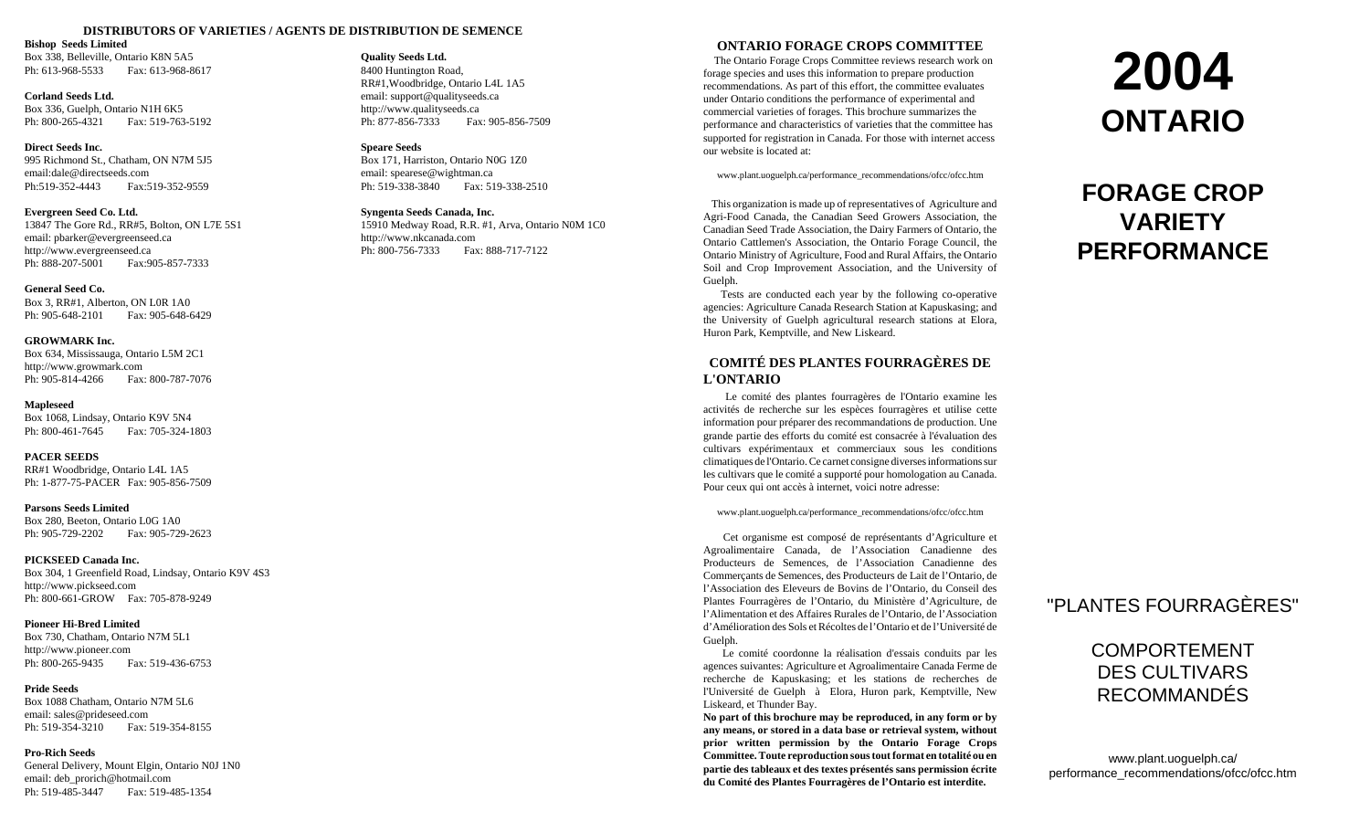## DISTRIBUTORS OF VARIETIES / AGENTS DE DISTRIBUTION DE SEMENCE

**Bishop Seeds Limited**
Box 338, Belleville, Ontario K8N 5A5
Ph: 613-968-5533 Fax: 613-968-8617

**Corland Seeds Ltd.**
Box 336, Guelph, Ontario N1H 6K5
Ph: 800-265-4321 Fax: 519-763-5192

**Direct Seeds Inc.**
995 Richmond St., Chatham, ON N7M 5J5
email:dale@directseeds.com
Ph:519-352-4443 Fax:519-352-9559

**Evergreen Seed Co. Ltd.**
13847 The Gore Rd., RR#5, Bolton, ON L7E 5S1
email: pbarker@evergreenseed.ca
http://www.evergreenseed.ca
Ph: 888-207-5001 Fax:905-857-7333

**General Seed Co.**
Box 3, RR#1, Alberton, ON L0R 1A0
Ph: 905-648-2101 Fax: 905-648-6429

**GROWMARK Inc.**
Box 634, Mississauga, Ontario L5M 2C1
http://www.growmark.com
Ph: 905-814-4266 Fax: 800-787-7076

**Mapleseed**
Box 1068, Lindsay, Ontario K9V 5N4
Ph: 800-461-7645 Fax: 705-324-1803

**PACER SEEDS**
RR#1 Woodbridge, Ontario L4L 1A5
Ph: 1-877-75-PACER Fax: 905-856-7509

**Parsons Seeds Limited**
Box 280, Beeton, Ontario L0G 1A0
Ph: 905-729-2202 Fax: 905-729-2623

**PICKSEED Canada Inc.**
Box 304, 1 Greenfield Road, Lindsay, Ontario K9V 4S3
http://www.pickseed.com
Ph: 800-661-GROW Fax: 705-878-9249

**Pioneer Hi-Bred Limited**
Box 730, Chatham, Ontario N7M 5L1
http://www.pioneer.com
Ph: 800-265-9435 Fax: 519-436-6753

**Pride Seeds**
Box 1088 Chatham, Ontario N7M 5L6
email: sales@prideseed.com
Ph: 519-354-3210 Fax: 519-354-8155

**Pro-Rich Seeds**
General Delivery, Mount Elgin, Ontario N0J 1N0
email: deb_prorich@hotmail.com
Ph: 519-485-3447 Fax: 519-485-1354

**Quality Seeds Ltd.**
8400 Huntington Road,
RR#1,Woodbridge, Ontario L4L 1A5
email: support@qualityseeds.ca
http://www.qualityseeds.ca
Ph: 877-856-7333 Fax: 905-856-7509

**Speare Seeds**
Box 171, Harriston, Ontario N0G 1Z0
email: spearese@wightman.ca
Ph: 519-338-3840 Fax: 519-338-2510

**Syngenta Seeds Canada, Inc.**
15910 Medway Road, R.R. #1, Arva, Ontario N0M 1C0
http://www.nkcanada.com
Ph: 800-756-7333 Fax: 888-717-7122

## ONTARIO FORAGE CROPS COMMITTEE

The Ontario Forage Crops Committee reviews research work on forage species and uses this information to prepare production recommendations. As part of this effort, the committee evaluates under Ontario conditions the performance of experimental and commercial varieties of forages. This brochure summarizes the performance and characteristics of varieties that the committee has supported for registration in Canada. For those with internet access our website is located at:

www.plant.uoguelph.ca/performance_recommendations/ofcc/ofcc.htm

This organization is made up of representatives of Agriculture and Agri-Food Canada, the Canadian Seed Growers Association, the Canadian Seed Trade Association, the Dairy Farmers of Ontario, the Ontario Cattlemen's Association, the Ontario Forage Council, the Ontario Ministry of Agriculture, Food and Rural Affairs, the Ontario Soil and Crop Improvement Association, and the University of Guelph.

Tests are conducted each year by the following co-operative agencies: Agriculture Canada Research Station at Kapuskasing; and the University of Guelph agricultural research stations at Elora, Huron Park, Kemptville, and New Liskeard.

## COMITÉ DES PLANTES FOURRAGÈRES DE L'ONTARIO

Le comité des plantes fourragères de l'Ontario examine les activités de recherche sur les espèces fourragères et utilise cette information pour préparer des recommandations de production. Une grande partie des efforts du comité est consacrée à l'évaluation des cultivars expérimentaux et commerciaux sous les conditions climatiques de l'Ontario. Ce carnet consigne diverses informations sur les cultivars que le comité a supporté pour homologation au Canada. Pour ceux qui ont accès à internet, voici notre adresse:

www.plant.uoguelph.ca/performance_recommendations/ofcc/ofcc.htm

Cet organisme est composé de représentants d'Agriculture et Agroalimentaire Canada, de l'Association Canadienne des Producteurs de Semences, de l'Association Canadienne des Commerçants de Semences, des Producteurs de Lait de l'Ontario, de l'Association des Eleveurs de Bovins de l'Ontario, du Conseil des Plantes Fourragères de l'Ontario, du Ministère d'Agriculture, de l'Alimentation et des Affaires Rurales de l'Ontario, de l'Association d'Amélioration des Sols et Récoltes de l'Ontario et de l'Université de Guelph.

Le comité coordonne la réalisation d'essais conduits par les agences suivantes: Agriculture et Agroalimentaire Canada Ferme de recherche de Kapuskasing; et les stations de recherches de l'Université de Guelph à Elora, Huron park, Kemptville, New Liskeard, et Thunder Bay.

**No part of this brochure may be reproduced, in any form or by any means, or stored in a data base or retrieval system, without prior written permission by the Ontario Forage Crops Committee. Toute reproduction sous tout format en totalité ou en partie des tableaux et des textes présentés sans permission écrite du Comité des Plantes Fourragères de l'Ontario est interdite.**

# 2004
# ONTARIO

# FORAGE CROP VARIETY PERFORMANCE

"PLANTES FOURRAGÈRES"

COMPORTEMENT DES CULTIVARS RECOMMANDÉS

www.plant.uoguelph.ca/performance_recommendations/ofcc/ofcc.htm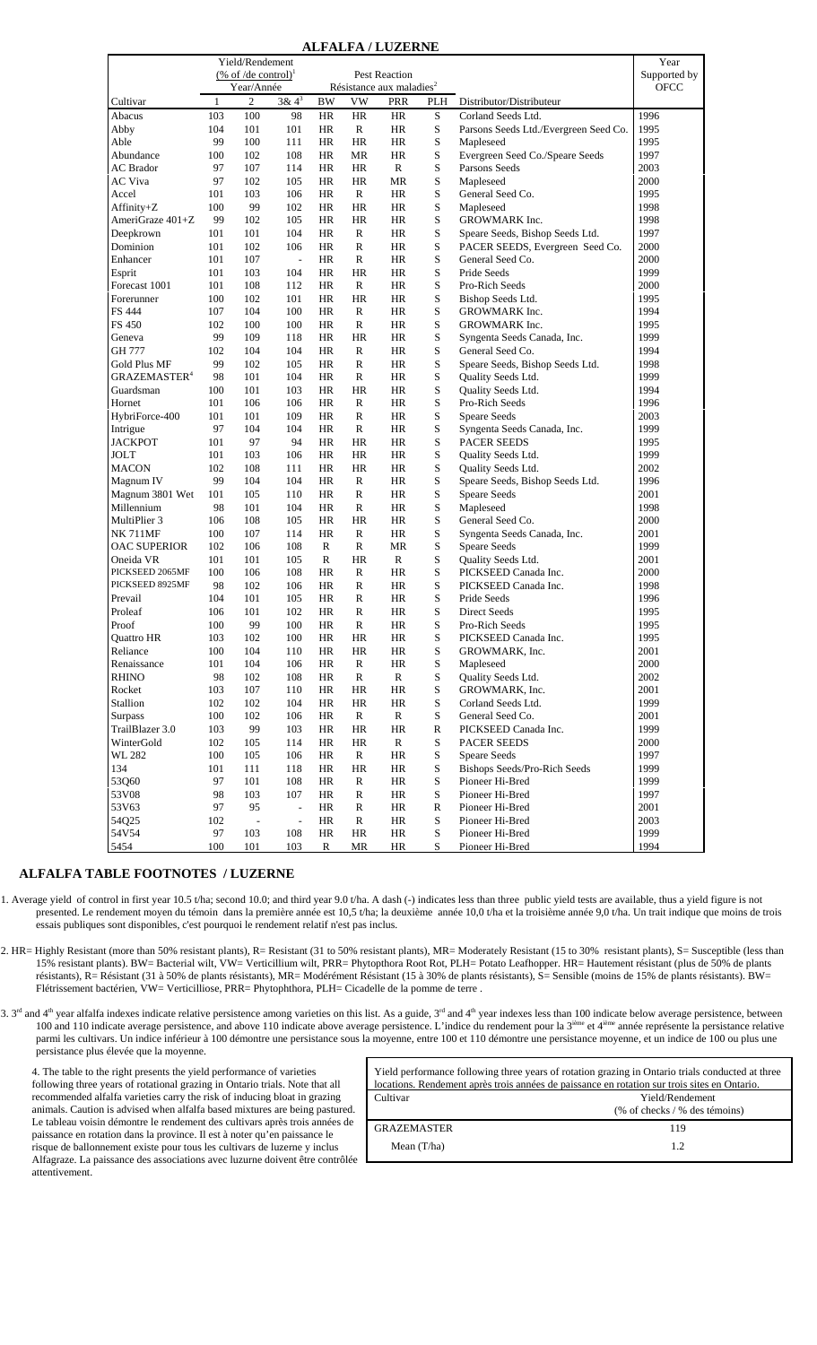# ALFALFA / LUZERNE

| Cultivar | Yield/Rendement (% of /de control)[1] Year/Année 1 | 2 | 3& 4[3] | Pest Reaction Résistance aux maladies[2] BW | VW | PRR | PLH | Distributor/Distributeur | Year Supported by OFCC |
|---|---|---|---|---|---|---|---|---|---|
| Abacus | 103 | 100 | 98 | HR | HR | HR | S | Corland Seeds Ltd. | 1996 |
| Abby | 104 | 101 | 101 | HR | R | HR | S | Parsons Seeds Ltd./Evergreen Seed Co. | 1995 |
| Able | 99 | 100 | 111 | HR | HR | HR | S | Mapleseed | 1995 |
| Abundance | 100 | 102 | 108 | HR | MR | HR | S | Evergreen Seed Co./Speare Seeds | 1997 |
| AC Brador | 97 | 107 | 114 | HR | HR | R | S | Parsons Seeds | 2003 |
| AC Viva | 97 | 102 | 105 | HR | HR | MR | S | Mapleseed | 2000 |
| Accel | 101 | 103 | 106 | HR | R | HR | S | General Seed Co. | 1995 |
| Affinity+Z | 100 | 99 | 102 | HR | HR | HR | S | Mapleseed | 1998 |
| AmeriGraze 401+Z | 99 | 102 | 105 | HR | HR | HR | S | GROWMARK Inc. | 1998 |
| Deepkrown | 101 | 101 | 104 | HR | R | HR | S | Speare Seeds, Bishop Seeds Ltd. | 1997 |
| Dominion | 101 | 102 | 106 | HR | R | HR | S | PACER SEEDS, Evergreen Seed Co. | 2000 |
| Enhancer | 101 | 107 | - | HR | R | HR | S | General Seed Co. | 2000 |
| Esprit | 101 | 103 | 104 | HR | HR | HR | S | Pride Seeds | 1999 |
| Forecast 1001 | 101 | 108 | 112 | HR | R | HR | S | Pro-Rich Seeds | 2000 |
| Forerunner | 100 | 102 | 101 | HR | HR | HR | S | Bishop Seeds Ltd. | 1995 |
| FS 444 | 107 | 104 | 100 | HR | R | HR | S | GROWMARK Inc. | 1994 |
| FS 450 | 102 | 100 | 100 | HR | R | HR | S | GROWMARK Inc. | 1995 |
| Geneva | 99 | 109 | 118 | HR | HR | HR | S | Syngenta Seeds Canada, Inc. | 1999 |
| GH 777 | 102 | 104 | 104 | HR | R | HR | S | General Seed Co. | 1994 |
| Gold Plus MF | 99 | 102 | 105 | HR | R | HR | S | Speare Seeds, Bishop Seeds Ltd. | 1998 |
| GRAZEMASTER[4] | 98 | 101 | 104 | HR | R | HR | S | Quality Seeds Ltd. | 1999 |
| Guardsman | 100 | 101 | 103 | HR | HR | HR | S | Quality Seeds Ltd. | 1994 |
| Hornet | 101 | 106 | 106 | HR | R | HR | S | Pro-Rich Seeds | 1996 |
| HybriForce-400 | 101 | 101 | 109 | HR | R | HR | S | Speare Seeds | 2003 |
| Intrigue | 97 | 104 | 104 | HR | R | HR | S | Syngenta Seeds Canada, Inc. | 1999 |
| JACKPOT | 101 | 97 | 94 | HR | HR | HR | S | PACER SEEDS | 1995 |
| JOLT | 101 | 103 | 106 | HR | HR | HR | S | Quality Seeds Ltd. | 1999 |
| MACON | 102 | 108 | 111 | HR | HR | HR | S | Quality Seeds Ltd. | 2002 |
| Magnum IV | 99 | 104 | 104 | HR | R | HR | S | Speare Seeds, Bishop Seeds Ltd. | 1996 |
| Magnum 3801 Wet | 101 | 105 | 110 | HR | R | HR | S | Speare Seeds | 2001 |
| Millennium | 98 | 101 | 104 | HR | R | HR | S | Mapleseed | 1998 |
| MultiPlier 3 | 106 | 108 | 105 | HR | HR | HR | S | General Seed Co. | 2000 |
| NK 711MF | 100 | 107 | 114 | HR | R | HR | S | Syngenta Seeds Canada, Inc. | 2001 |
| OAC SUPERIOR | 102 | 106 | 108 | R | R | MR | S | Speare Seeds | 1999 |
| Oneida VR | 101 | 101 | 105 | R | HR | R | S | Quality Seeds Ltd. | 2001 |
| PICKSEED 2065MF | 100 | 106 | 108 | HR | R | HR | S | PICKSEED Canada Inc. | 2000 |
| PICKSEED 8925MF | 98 | 102 | 106 | HR | R | HR | S | PICKSEED Canada Inc. | 1998 |
| Prevail | 104 | 101 | 105 | HR | R | HR | S | Pride Seeds | 1996 |
| Proleaf | 106 | 101 | 102 | HR | R | HR | S | Direct Seeds | 1995 |
| Proof | 100 | 99 | 100 | HR | R | HR | S | Pro-Rich Seeds | 1995 |
| Quattro HR | 103 | 102 | 100 | HR | HR | HR | S | PICKSEED Canada Inc. | 1995 |
| Reliance | 100 | 104 | 110 | HR | HR | HR | S | GROWMARK, Inc. | 2001 |
| Renaissance | 101 | 104 | 106 | HR | R | HR | S | Mapleseed | 2000 |
| RHINO | 98 | 102 | 108 | HR | R | R | S | Quality Seeds Ltd. | 2002 |
| Rocket | 103 | 107 | 110 | HR | HR | HR | S | GROWMARK, Inc. | 2001 |
| Stallion | 102 | 102 | 104 | HR | HR | HR | S | Corland Seeds Ltd. | 1999 |
| Surpass | 100 | 102 | 106 | HR | R | R | S | General Seed Co. | 2001 |
| TrailBlazer 3.0 | 103 | 99 | 103 | HR | HR | HR | R | PICKSEED Canada Inc. | 1999 |
| WinterGold | 102 | 105 | 114 | HR | HR | R | S | PACER SEEDS | 2000 |
| WL 282 | 100 | 105 | 106 | HR | R | HR | S | Speare Seeds | 1997 |
| 134 | 101 | 111 | 118 | HR | HR | HR | S | Bishops Seeds/Pro-Rich Seeds | 1999 |
| 53Q60 | 97 | 101 | 108 | HR | R | HR | S | Pioneer Hi-Bred | 1999 |
| 53V08 | 98 | 103 | 107 | HR | R | HR | S | Pioneer Hi-Bred | 1997 |
| 53V63 | 97 | 95 | - | HR | R | HR | R | Pioneer Hi-Bred | 2001 |
| 54Q25 | 102 | - | - | HR | R | HR | S | Pioneer Hi-Bred | 2003 |
| 54V54 | 97 | 103 | 108 | HR | HR | HR | S | Pioneer Hi-Bred | 1999 |
| 5454 | 100 | 101 | 103 | R | MR | HR | S | Pioneer Hi-Bred | 1994 |

## ALFALFA TABLE FOOTNOTES / LUZERNE

1. Average yield of control in first year 10.5 t/ha; second 10.0; and third year 9.0 t/ha. A dash (-) indicates less than three public yield tests are available, thus a yield figure is not presented. Le rendement moyen du témoin dans la première année est 10,5 t/ha; la deuxième année 10,0 t/ha et la troisième année 9,0 t/ha. Un trait indique que moins de trois essais publiques sont disponibles, c'est pourquoi le rendement relatif n'est pas inclus.

2. HR= Highly Resistant (more than 50% resistant plants), R= Resistant (31 to 50% resistant plants), MR= Moderately Resistant (15 to 30% resistant plants), S= Susceptible (less than 15% resistant plants). BW= Bacterial wilt, VW= Verticillium wilt, PRR= Phytopthora Root Rot, PLH= Potato Leafhopper. HR= Hautement résistant (plus de 50% de plants résistants), R= Résistant (31 à 50% de plants résistants), MR= Modérément Résistant (15 à 30% de plants résistants), S= Sensible (moins de 15% de plants résistants). BW= Flétrissement bactérien, VW= Verticilliose, PRR= Phytophthora, PLH= Cicadelle de la pomme de terre .

3. 3rd and 4th year alfalfa indexes indicate relative persistence among varieties on this list. As a guide, 3rd and 4th year indexes less than 100 indicate below average persistence, between 100 and 110 indicate average persistence, and above 110 indicate above average persistence. L'indice du rendement pour la 3ième et 4ième année représente la persistance relative parmi les cultivars. Un indice inférieur à 100 démontre une persistance sous la moyenne, entre 100 et 110 démontre une persistance moyenne, et un indice de 100 ou plus une persistance plus élevée que la moyenne.

4. The table to the right presents the yield performance of varieties following three years of rotational grazing in Ontario trials. Note that all recommended alfalfa varieties carry the risk of inducing bloat in grazing animals. Caution is advised when alfalfa based mixtures are being pastured. Le tableau voisin démontre le rendement des cultivars après trois années de paissance en rotation dans la province. Il est à noter qu'en paissance le risque de ballonnement existe pour tous les cultivars de luzerne y inclus Alfagraze. La paissance des associations avec luzurne doivent être contrôlée attentivement.

Yield performance following three years of rotation grazing in Ontario trials conducted at three locations. Rendement après trois années de paissance en rotation sur trois sites en Ontario.

| Cultivar | Yield/Rendement (% of checks / % des témoins) |
|---|---|
| GRAZEMASTER | 119 |
| Mean (T/ha) | 1.2 |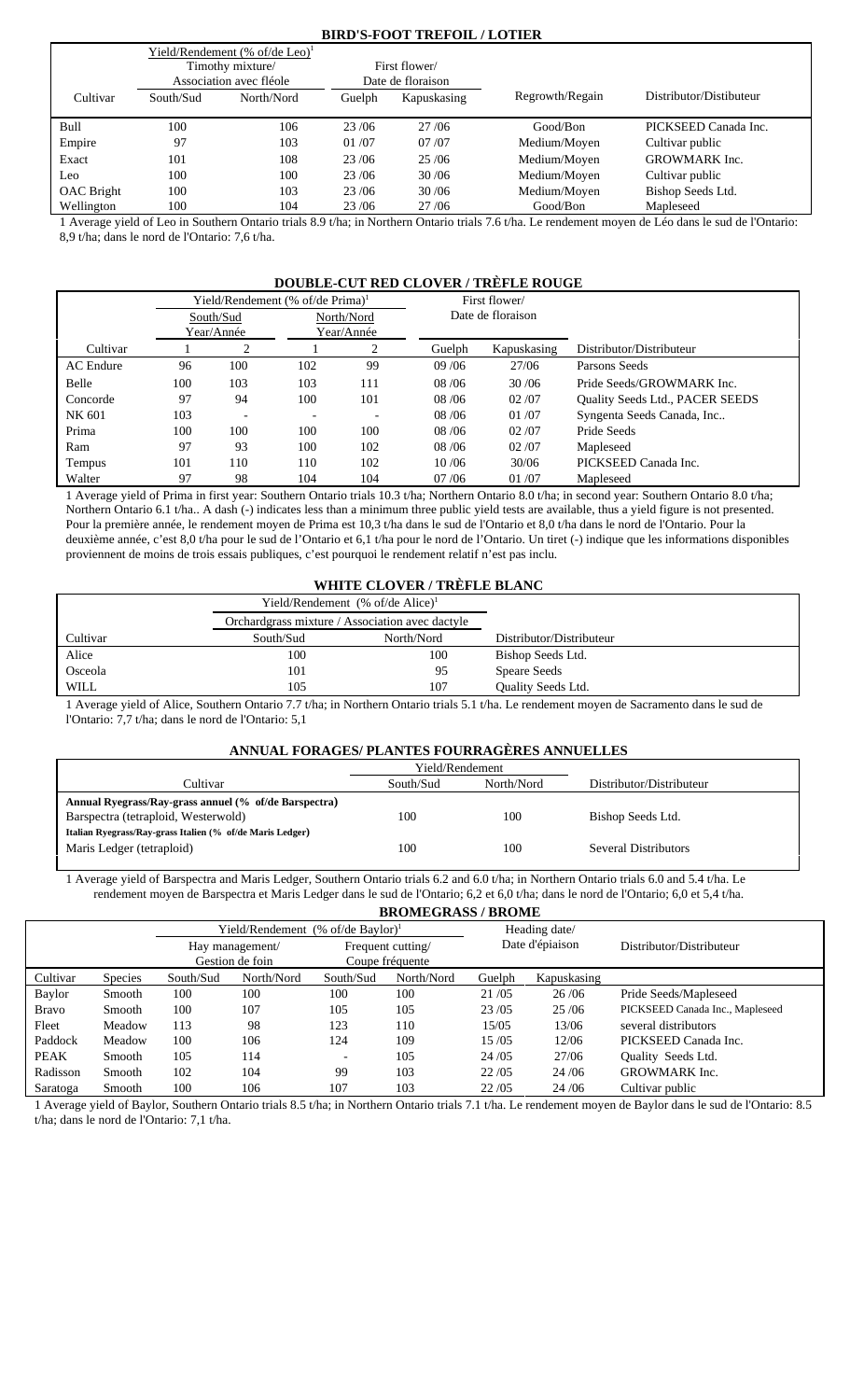## BIRD'S-FOOT TREFOIL / LOTIER

| Cultivar | Yield/Rendement (% of/de Leo)[1] Timothy mixture/ Association avec fléole | | First flower/ Date de floraison | | Regrowth/Regain | Distributor/Distributeur |
|---|---|---|---|---|---|---|
| | South/Sud | North/Nord | Guelph | Kapuskasing | | |
| Bull | 100 | 106 | 23 /06 | 27 /06 | Good/Bon | PICKSEED Canada Inc. |
| Empire | 97 | 103 | 01 /07 | 07 /07 | Medium/Moyen | Cultivar public |
| Exact | 101 | 108 | 23 /06 | 25 /06 | Medium/Moyen | GROWMARK Inc. |
| Leo | 100 | 100 | 23 /06 | 30 /06 | Medium/Moyen | Cultivar public |
| OAC Bright | 100 | 103 | 23 /06 | 30 /06 | Medium/Moyen | Bishop Seeds Ltd. |
| Wellington | 100 | 104 | 23 /06 | 27 /06 | Good/Bon | Mapleseed |

1 Average yield of Leo in Southern Ontario trials 8.9 t/ha; in Northern Ontario trials 7.6 t/ha. Le rendement moyen de Léo dans le sud de l'Ontario: 8,9 t/ha; dans le nord de l'Ontario: 7,6 t/ha.

## DOUBLE-CUT RED CLOVER / TRÈFLE ROUGE

| Cultivar | Yield/Rendement (% of/de Prima)[1] South/Sud Year/Année | | North/Nord Year/Année | | First flower/ Date de floraison | | Distributor/Distributeur |
|---|---|---|---|---|---|---|---|
| | 1 | 2 | 1 | 2 | Guelph | Kapuskasing | |
| AC Endure | 96 | 100 | 102 | 99 | 09 /06 | 27/06 | Parsons Seeds |
| Belle | 100 | 103 | 103 | 111 | 08 /06 | 30 /06 | Pride Seeds/GROWMARK Inc. |
| Concorde | 97 | 94 | 100 | 101 | 08 /06 | 02 /07 | Quality Seeds Ltd., PACER SEEDS |
| NK 601 | 103 | - | - | - | 08 /06 | 01 /07 | Syngenta Seeds Canada, Inc.. |
| Prima | 100 | 100 | 100 | 100 | 08 /06 | 02 /07 | Pride Seeds |
| Ram | 97 | 93 | 100 | 102 | 08 /06 | 02 /07 | Mapleseed |
| Tempus | 101 | 110 | 110 | 102 | 10 /06 | 30/06 | PICKSEED Canada Inc. |
| Walter | 97 | 98 | 104 | 104 | 07 /06 | 01 /07 | Mapleseed |

1 Average yield of Prima in first year: Southern Ontario trials 10.3 t/ha; Northern Ontario 8.0 t/ha; in second year: Southern Ontario 8.0 t/ha; Northern Ontario 6.1 t/ha.. A dash (-) indicates less than a minimum three public yield tests are available, thus a yield figure is not presented. Pour la première année, le rendement moyen de Prima est 10,3 t/ha dans le sud de l'Ontario et 8,0 t/ha dans le nord de l'Ontario. Pour la deuxième année, c'est 8,0 t/ha pour le sud de l'Ontario et 6,1 t/ha pour le nord de l'Ontario. Un tiret (-) indique que les informations disponibles proviennent de moins de trois essais publiques, c'est pourquoi le rendement relatif n'est pas inclu.

## WHITE CLOVER / TRÈFLE BLANC

| Cultivar | Yield/Rendement (% of/de Alice)[1] Orchardgrass mixture / Association avec dactyle | | Distributor/Distributeur |
|---|---|---|---|
| | South/Sud | North/Nord | |
| Alice | 100 | 100 | Bishop Seeds Ltd. |
| Osceola | 101 | 95 | Speare Seeds |
| WILL | 105 | 107 | Quality Seeds Ltd. |

1 Average yield of Alice, Southern Ontario 7.7 t/ha; in Northern Ontario trials 5.1 t/ha. Le rendement moyen de Sacramento dans le sud de l'Ontario: 7,7 t/ha; dans le nord de l'Ontario: 5,1

## ANNUAL FORAGES/ PLANTES FOURRAGÈRES ANNUELLES

| Cultivar | Yield/Rendement South/Sud | North/Nord | Distributor/Distributeur |
|---|---|---|---|
| **Annual Ryegrass/Ray-grass annuel (% of/de Barspectra)** | | | |
| Barspectra (tetraploid, Westerwold) | 100 | 100 | Bishop Seeds Ltd. |
| **Italian Ryegrass/Ray-grass Italien (% of/de Maris Ledger)** | | | |
| Maris Ledger (tetraploid) | 100 | 100 | Several Distributors |

1 Average yield of Barspectra and Maris Ledger, Southern Ontario trials 6.2 and 6.0 t/ha; in Northern Ontario trials 6.0 and 5.4 t/ha. Le rendement moyen de Barspectra et Maris Ledger dans le sud de l'Ontario; 6,2 et 6,0 t/ha; dans le nord de l'Ontario; 6,0 et 5,4 t/ha.

## BROMEGRASS / BROME

| Cultivar | Species | Yield/Rendement (% of/de Baylor)[1] Hay management/ Gestion de foin | | Frequent cutting/ Coupe fréquente | | Heading date/ Date d'épiaison | | Distributor/Distributeur |
|---|---|---|---|---|---|---|---|---|
| | | South/Sud | North/Nord | South/Sud | North/Nord | Guelph | Kapuskasing | |
| Baylor | Smooth | 100 | 100 | 100 | 100 | 21 /05 | 26 /06 | Pride Seeds/Mapleseed |
| Bravo | Smooth | 100 | 107 | 105 | 105 | 23 /05 | 25 /06 | PICKSEED Canada Inc., Mapleseed |
| Fleet | Meadow | 113 | 98 | 123 | 110 | 15/05 | 13/06 | several distributors |
| Paddock | Meadow | 100 | 106 | 124 | 109 | 15 /05 | 12/06 | PICKSEED Canada Inc. |
| PEAK | Smooth | 105 | 114 | - | 105 | 24 /05 | 27/06 | Quality Seeds Ltd. |
| Radisson | Smooth | 102 | 104 | 99 | 103 | 22 /05 | 24 /06 | GROWMARK Inc. |
| Saratoga | Smooth | 100 | 106 | 107 | 103 | 22 /05 | 24 /06 | Cultivar public |

1 Average yield of Baylor, Southern Ontario trials 8.5 t/ha; in Northern Ontario trials 7.1 t/ha. Le rendement moyen de Baylor dans le sud de l'Ontario: 8.5 t/ha; dans le nord de l'Ontario: 7,1 t/ha.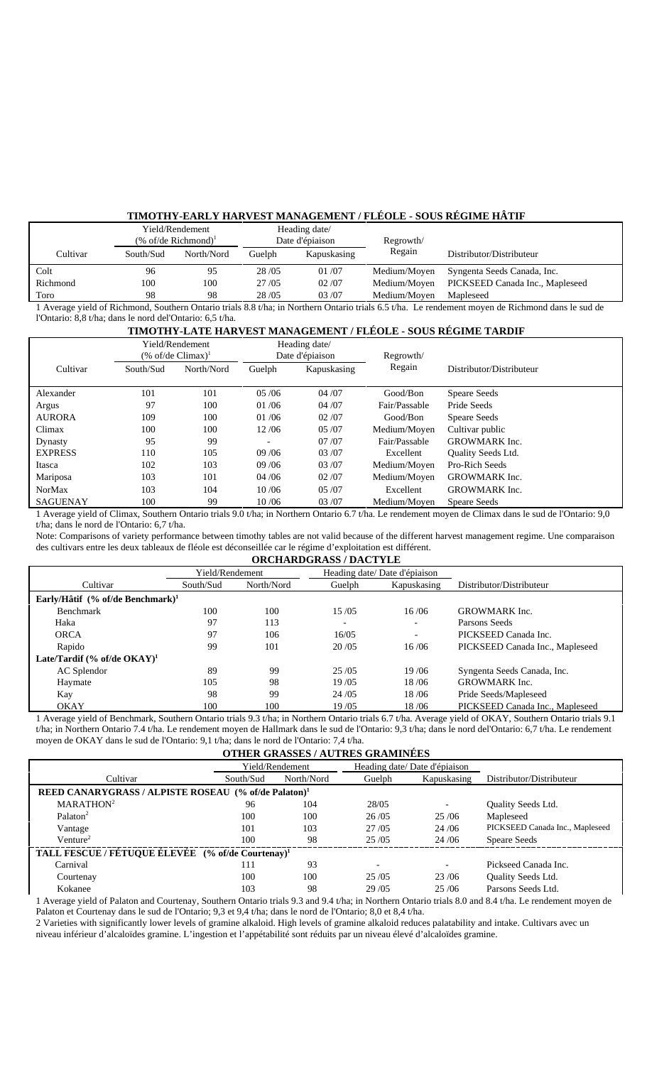## TIMOTHY-EARLY HARVEST MANAGEMENT / FLÉOLE - SOUS RÉGIME HÂTIF

| Cultivar | Yield/Rendement (% of/de Richmond)[1] | | Heading date/ Date d'épiaison | | Regrowth/ Regain | Distributor/Distributeur |
|---|---|---|---|---|---|---|
| | South/Sud | North/Nord | Guelph | Kapuskasing | | |
| Colt | 96 | 95 | 28 /05 | 01 /07 | Medium/Moyen | Syngenta Seeds Canada, Inc. |
| Richmond | 100 | 100 | 27 /05 | 02 /07 | Medium/Moyen | PICKSEED Canada Inc., Mapleseed |
| Toro | 98 | 98 | 28 /05 | 03 /07 | Medium/Moyen | Mapleseed |

1 Average yield of Richmond, Southern Ontario trials 8.8 t/ha; in Northern Ontario trials 6.5 t/ha. Le rendement moyen de Richmond dans le sud de l'Ontario: 8,8 t/ha; dans le nord del'Ontario: 6,5 t/ha.

## TIMOTHY-LATE HARVEST MANAGEMENT / FLÉOLE - SOUS RÉGIME TARDIF

| Cultivar | Yield/Rendement (% of/de Climax)[1] | | Heading date/ Date d'épiaison | | Regrowth/ Regain | Distributor/Distributeur |
|---|---|---|---|---|---|---|
| | South/Sud | North/Nord | Guelph | Kapuskasing | | |
| Alexander | 101 | 101 | 05 /06 | 04 /07 | Good/Bon | Speare Seeds |
| Argus | 97 | 100 | 01 /06 | 04 /07 | Fair/Passable | Pride Seeds |
| AURORA | 109 | 100 | 01 /06 | 02 /07 | Good/Bon | Speare Seeds |
| Climax | 100 | 100 | 12 /06 | 05 /07 | Medium/Moyen | Cultivar public |
| Dynasty | 95 | 99 | - | 07 /07 | Fair/Passable | GROWMARK Inc. |
| EXPRESS | 110 | 105 | 09 /06 | 03 /07 | Excellent | Quality Seeds Ltd. |
| Itasca | 102 | 103 | 09 /06 | 03 /07 | Medium/Moyen | Pro-Rich Seeds |
| Mariposa | 103 | 101 | 04 /06 | 02 /07 | Medium/Moyen | GROWMARK Inc. |
| NorMax | 103 | 104 | 10 /06 | 05 /07 | Excellent | GROWMARK Inc. |
| SAGUENAY | 100 | 99 | 10 /06 | 03 /07 | Medium/Moyen | Speare Seeds |

1 Average yield of Climax, Southern Ontario trials 9.0 t/ha; in Northern Ontario 6.7 t/ha. Le rendement moyen de Climax dans le sud de l'Ontario: 9,0 t/ha; dans le nord de l'Ontario: 6,7 t/ha.

Note: Comparisons of variety performance between timothy tables are not valid because of the different harvest management regime. Une comparaison des cultivars entre les deux tableaux de fléole est déconseillée car le régime d'exploitation est différent.

## ORCHARDGRASS / DACTYLE

| Cultivar | Yield/Rendement | | Heading date/ Date d'épiaison | | Distributor/Distributeur |
|---|---|---|---|---|---|
| | South/Sud | North/Nord | Guelph | Kapuskasing | |
| **Early/Hâtif (% of/de Benchmark)[1]** | | | | | |
| Benchmark | 100 | 100 | 15 /05 | 16 /06 | GROWMARK Inc. |
| Haka | 97 | 113 | - | - | Parsons Seeds |
| ORCA | 97 | 106 | 16/05 | - | PICKSEED Canada Inc. |
| Rapido | 99 | 101 | 20 /05 | 16 /06 | PICKSEED Canada Inc., Mapleseed |
| **Late/Tardif (% of/de OKAY)[1]** | | | | | |
| AC Splendor | 89 | 99 | 25 /05 | 19 /06 | Syngenta Seeds Canada, Inc. |
| Haymate | 105 | 98 | 19 /05 | 18 /06 | GROWMARK Inc. |
| Kay | 98 | 99 | 24 /05 | 18 /06 | Pride Seeds/Mapleseed |
| OKAY | 100 | 100 | 19 /05 | 18 /06 | PICKSEED Canada Inc., Mapleseed |

1 Average yield of Benchmark, Southern Ontario trials 9.3 t/ha; in Northern Ontario trials 6.7 t/ha. Average yield of OKAY, Southern Ontario trials 9.1 t/ha; in Northern Ontario 7.4 t/ha. Le rendement moyen de Hallmark dans le sud de l'Ontario: 9,3 t/ha; dans le nord del'Ontario: 6,7 t/ha. Le rendement moyen de OKAY dans le sud de l'Ontario: 9,1 t/ha; dans le nord de l'Ontario: 7,4 t/ha.

## OTHER GRASSES / AUTRES GRAMINÉES

| Cultivar | Yield/Rendement | | Heading date/ Date d'épiaison | | Distributor/Distributeur |
|---|---|---|---|---|---|
| | South/Sud | North/Nord | Guelph | Kapuskasing | |
| **REED CANARYGRASS / ALPISTE ROSEAU (% of/de Palaton)[1]** | | | | | |
| MARATHON[2] | 96 | 104 | 28/05 | - | Quality Seeds Ltd. |
| Palaton[2] | 100 | 100 | 26 /05 | 25 /06 | Mapleseed |
| Vantage | 101 | 103 | 27 /05 | 24 /06 | PICKSEED Canada Inc., Mapleseed |
| Venture[2] | 100 | 98 | 25 /05 | 24 /06 | Speare Seeds |
| **TALL FESCUE / FÉTUQUE ÉLEVÉE (% of/de Courtenay)[1]** | | | | | |
| Carnival | 111 | 93 | - | - | Pickseed Canada Inc. |
| Courtenay | 100 | 100 | 25 /05 | 23 /06 | Quality Seeds Ltd. |
| Kokanee | 103 | 98 | 29 /05 | 25 /06 | Parsons Seeds Ltd. |

1 Average yield of Palaton and Courtenay, Southern Ontario trials 9.3 and 9.4 t/ha; in Northern Ontario trials 8.0 and 8.4 t/ha. Le rendement moyen de Palaton et Courtenay dans le sud de l'Ontario; 9,3 et 9,4 t/ha; dans le nord de l'Ontario; 8,0 et 8,4 t/ha.

2 Varieties with significantly lower levels of gramine alkaloid. High levels of gramine alkaloid reduces palatability and intake. Cultivars avec un niveau inférieur d'alcaloïdes gramine. L'ingestion et l'appétabilité sont réduits par un niveau élevé d'alcaloïdes gramine.